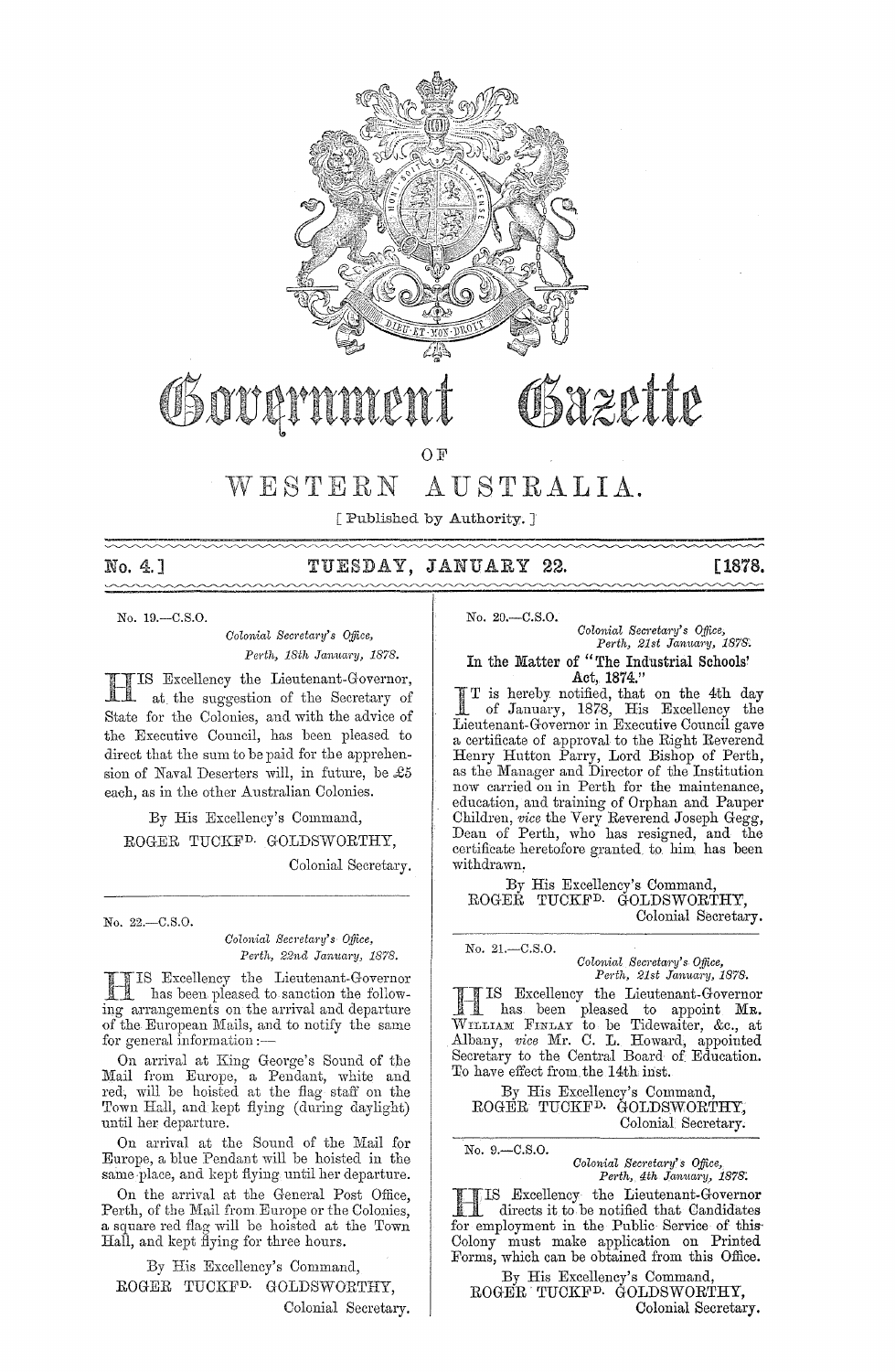# Government Gazette

OF

# WESTERN AUSTRALIA.

[ Published by Authority. ]

No. 4.] TUESDAY, JANUARY 22. [1878.

No. 19.—C.S.O.

*Colonial Secretary's Office,*
*Perth, 18th January, 1878.*

HIS Excellency the Lieutenant-Governor, at the suggestion of the Secretary of State for the Colonies, and with the advice of the Executive Council, has been pleased to direct that the sum to be paid for the apprehension of Naval Deserters will, in future, be £5 each, as in the other Australian Colonies.

By His Excellency's Command,
ROGER TUCKFD. GOLDSWORTHY,
Colonial Secretary.

---

No. 22.—C.S.O.

*Colonial Secretary's Office,*
*Perth, 22nd January, 1878.*

HIS Excellency the Lieutenant-Governor has been pleased to sanction the following arrangements on the arrival and departure of the European Mails, and to notify the same for general information:—

On arrival at King George's Sound of the Mail from Europe, a Pendant, white and red, will be hoisted at the flag staff on the Town Hall, and kept flying (during daylight) until her departure.

On arrival at the Sound of the Mail for Europe, a blue Pendant will be hoisted in the same place, and kept flying until her departure.

On the arrival at the General Post Office, Perth, of the Mail from Europe or the Colonies, a square red flag will be hoisted at the Town Hall, and kept flying for three hours.

By His Excellency's Command,
ROGER TUCKFD. GOLDSWORTHY,
Colonial Secretary.

---

No. 20.—C.S.O.

*Colonial Secretary's Office,*
*Perth, 21st January, 1878.*

**In the Matter of "The Industrial Schools' Act, 1874."**

IT is hereby notified, that on the 4th day of January, 1878, His Excellency the Lieutenant-Governor in Executive Council gave a certificate of approval to the Right Reverend Henry Hutton Parry, Lord Bishop of Perth, as the Manager and Director of the Institution now carried on in Perth for the maintenance, education, and training of Orphan and Pauper Children, *vice* the Very Reverend Joseph Gegg, Dean of Perth, who has resigned, and the certificate heretofore granted to him has been withdrawn.

By His Excellency's Command,
ROGER TUCKFD. GOLDSWORTHY,
Colonial Secretary.

---

No. 21.—C.S.O.

*Colonial Secretary's Office,*
*Perth, 21st January, 1878.*

HIS Excellency the Lieutenant-Governor has been pleased to appoint MR. WILLIAM FINLAY to be Tidewaiter, &c., at Albany, *vice* Mr. C. L. Howard, appointed Secretary to the Central Board of Education. To have effect from the 14th inst.

By His Excellency's Command,
ROGER TUCKFD. GOLDSWORTHY,
Colonial Secretary.

---

No. 9.—C.S.O.

*Colonial Secretary's Office,*
*Perth, 4th January, 1878.*

HIS Excellency the Lieutenant-Governor directs it to be notified that Candidates for employment in the Public Service of this Colony must make application on Printed Forms, which can be obtained from this Office.

By His Excellency's Command,
ROGER TUCKFD. GOLDSWORTHY,
Colonial Secretary.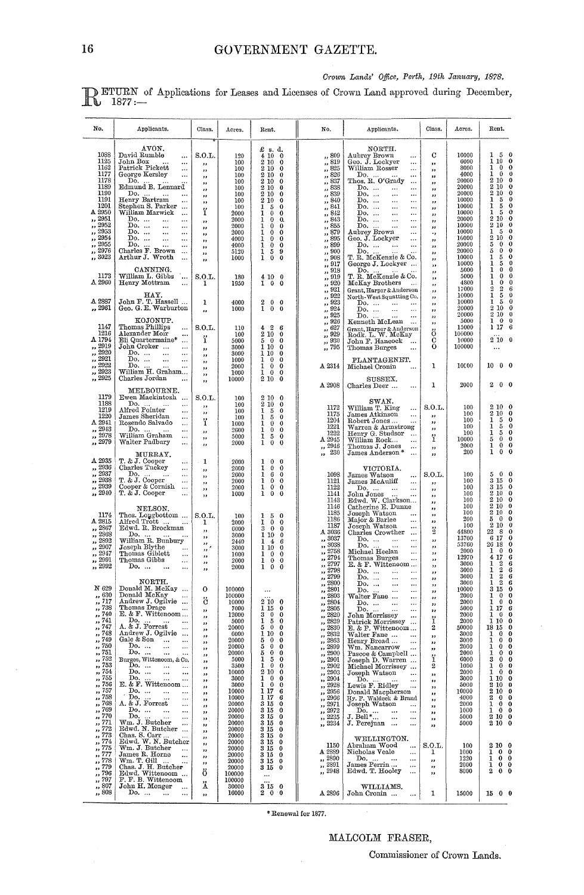*Crown Lands' Office, Perth, 19th January, 1878.*

RETURN of Applications for Leases and Licenses of Crown Land approved during December, 1877:—

| No. | Applicants. | Class. | Acres. | Rent. |
|---|---|---|---|---|
| | AVON. | | | £ s. d. |
| 1088 | David Rumble | S.O.L. | 120 | 4 10 0 |
| 1125 | John Box | ,, | 100 | 2 10 0 |
| 1162 | Patrick Pickett | ,, | 100 | 2 10 0 |
| 1177 | George Kersley | ,, | 100 | 2 10 0 |
| 1178 | Do. | ,, | 100 | 2 10 0 |
| 1189 | Edmund B. Lennard | ,, | 100 | 2 10 0 |
| 1190 | Do. | ,, | 100 | 2 10 0 |
| 1191 | Henry Bartram | ,, | 100 | 2 10 0 |
| 1201 | Stephen S. Parker | ,, | 100 | 1 5 0 |
| A 2950 | William Marwick | 1 | 2000 | 1 0 0 |
| ,, 2951 | Do. | ,, | 2000 | 1 0 0 |
| ,, 2952 | Do. | ,, | 2000 | 1 0 0 |
| ,, 2953 | Do. | ,, | 2000 | 1 0 0 |
| ,, 2954 | Do. | ,, | 4000 | 1 0 0 |
| ,, 2955 | Do. | ,, | 4000 | 1 0 0 |
| ,, 2976 | Charles F. Brown | ,, | 5120 | 1 5 9 |
| ,, 3023 | Arthur J. Wroth | ,, | 1000 | 1 0 0 |
| | CANNING. | | | |
| 1173 | William L. Gibbs | S.O.L. | 180 | 4 10 0 |
| A 2960 | Henry Mottram | 1 | 1950 | 1 0 0 |
| | HAY. | | | |
| A 2887 | John F. T. Hassell | 1 | 4000 | 2 0 0 |
| ,, 2961 | Geo. G. E. Warburton | ,, | 1000 | 1 0 0 |
| | KOJONUP. | | | |
| 1147 | Thomas Phillips | S.O.L. | 110 | 4 2 6 |
| 1216 | Alexander Moir | ,, | 100 | 2 10 0 |
| A 1794 | Eli Quartermaine* | 1 | 5000 | 5 0 0 |
| ,, 2919 | John Croker | ,, | 3000 | 1 10 0 |
| ,, 2920 | Do. | ,, | 3000 | 1 10 0 |
| ,, 2921 | Do. | ,, | 1000 | 1 0 0 |
| ,, 2922 | Do. | ,, | 2000 | 1 0 0 |
| ,, 2923 | William H. Graham | ,, | 1000 | 1 0 0 |
| ,, 2925 | Charles Jordan | ,, | 10000 | 2 10 0 |
| | MELBOURNE. | | | |
| 1179 | Ewen Mackintosh | S.O.L. | 100 | 2 10 0 |
| 1188 | Do. | ,, | 100 | 2 10 0 |
| 1219 | Alfred Pointer | ,, | 100 | 1 5 0 |
| 1220 | James Sheridan | ,, | 100 | 1 5 0 |
| A 2941 | Rosendo Salvado | 1 | 1000 | 1 0 0 |
| ,, 2943 | Do. | ,, | 2600 | 1 0 0 |
| ,, 2978 | William Graham | ,, | 5000 | 1 5 0 |
| ,, 2979 | Walter Padbury | ,, | 2000 | 1 0 0 |
| | MURRAY. | | | |
| A 2935 | T. & J. Cooper | 1 | 2000 | 1 0 0 |
| ,, 2936 | Charles Tuckey | ,, | 2000 | 1 0 0 |
| ,, 2937 | Do. | ,, | 2600 | 1 6 0 |
| ,, 2938 | T. & J. Cooper | ,, | 2000 | 1 0 0 |
| ,, 2939 | Cooper & Cornish | ,, | 2000 | 1 0 0 |
| ,, 2940 | T. & J. Cooper | ,, | 1000 | 1 0 0 |
| | NELSON. | | | |
| 1174 | Thos. Longbottom | S.O.L. | 100 | 1 5 0 |
| A 2815 | Alfred Trott | 1 | 2000 | 1 0 0 |
| ,, 2867 | Edwd. R. Brockman | ,, | 6000 | 3 0 0 |
| ,, 2868 | Do. | ,, | 3000 | 1 10 0 |
| ,, 2892 | William R. Bunbury | ,, | 2440 | 1 4 6 |
| ,, 2907 | Joseph Blythe | ,, | 3000 | 1 10 0 |
| ,, 2947 | Thomas Giblett | ,, | 1000 | 1 0 0 |
| ,, 2991 | Thomas Gibbs | ,, | 2000 | 1 0 0 |
| ,, 2992 | Do. | ,, | 2000 | 1 0 0 |
| | NORTH. | | | |
| N 629 | Donald M. McKay | O | 100000 | ... |
| ,, 630 | Donald McKay | ,, | 100000 | ... |
| ,, 717 | Andrew J. Ogilvie | C | 10000 | 2 10 0 |
| ,, 738 | Thomas Drage | ,, | 7000 | 1 15 0 |
| ,, 740 | E. & F. Wittenoom | ,, | 12000 | 3 0 0 |
| ,, 741 | Do. | ,, | 5000 | 1 5 0 |
| ,, 747 | A. & J. Forrest | ,, | 20000 | 5 0 0 |
| ,, 748 | Andrew J. Ogilvie | ,, | 6000 | 1 10 0 |
| ,, 749 | Gale & Son | ,, | 20000 | 5 0 0 |
| ,, 750 | Do. | ,, | 20000 | 5 0 0 |
| ,, 751 | Do. | ,, | 20000 | 5 0 0 |
| ,, 752 | Burges, Wittenoom, & Co. | ,, | 5000 | 1 5 0 |
| ,, 753 | Do. | ,, | 3500 | 1 0 0 |
| ,, 754 | Do. | ,, | 10000 | 2 10 0 |
| ,, 755 | Do. | ,, | 3000 | 1 0 0 |
| ,, 756 | E. & F. Wittenoom | ,, | 3000 | 1 0 0 |
| ,, 757 | Do. | ,, | 10000 | 1 17 6 |
| ,, 758 | Do. | ,, | 10000 | 1 17 6 |
| ,, 768 | A. & J. Forrest | ,, | 20000 | 3 15 0 |
| ,, 769 | Do. | ,, | 20000 | 3 15 0 |
| ,, 770 | Do. | ,, | 20000 | 3 15 0 |
| ,, 771 | Wm. J. Butcher | ,, | 20000 | 3 15 0 |
| ,, 772 | Edwd. N. Butcher | ,, | 20000 | 3 15 0 |
| ,, 773 | Chas. S. Carr | ,, | 20000 | 3 15 0 |
| ,, 774 | Edwd. W. N. Butcher | ,, | 20000 | 3 15 0 |
| ,, 775 | Wm. J. Butcher | ,, | 20000 | 3 15 0 |
| ,, 777 | James R. Horne | ,, | 20000 | 3 15 0 |
| ,, 778 | Wm. T. Gill | ,, | 20000 | 3 15 0 |
| ,, 779 | Chas. J. H. Butcher | ,, | 20000 | 3 15 0 |
| ,, 796 | Edwd. Wittenoom | O | 100000 | ... |
| ,, 797 | F. F. B. Wittenoom | ,, | 100000 | ... |
| ,, 807 | John H. Monger | A | 30000 | 3 15 0 |
| ,, 808 | Do. | ,, | 16000 | 2 0 0 |
| ,, 809 | Aubrey Brown | C | 10000 | 1 5 0 |
| ,, 819 | Geo. J. Lockyer | ,, | 6000 | 1 10 0 |
| ,, 825 | William Rosser | ,, | 8000 | 1 0 0 |
| ,, 826 | Do. | ,, | 4000 | 1 0 0 |
| ,, 837 | Thos. R. O'Grady | ,, | 20000 | 2 10 0 |
| ,, 838 | Do. | ,, | 20000 | 2 10 0 |
| ,, 839 | Do. | ,, | 20000 | 2 10 0 |
| ,, 840 | Do. | ,, | 10000 | 1 5 0 |
| ,, 841 | Do. | ,, | 10000 | 1 5 0 |
| ,, 842 | Do. | ,, | 10000 | 1 5 0 |
| ,, 843 | Do. | ,, | 20000 | 2 10 0 |
| ,, 855 | Do. | ,, | 20000 | 2 10 0 |
| ,, 879 | Aubrey Brown | ,, | 10000 | 1 5 0 |
| ,, 895 | Geo. J. Lockyer | ,, | 16000 | 2 10 0 |
| ,, 899 | Do. | ,, | 20000 | 5 0 0 |
| ,, 900 | Do. | ,, | 20000 | 5 0 0 |
| ,, 908 | T. R. McKenzie & Co. | ,, | 10000 | 1 5 0 |
| ,, 917 | George J. Lockyer | ,, | 10000 | 1 5 0 |
| ,, 918 | Do. | ,, | 5000 | 1 0 0 |
| ,, 919 | T. R. McKenzie & Co. | ,, | 5000 | 1 0 0 |
| ,, 920 | McKay Brothers | ,, | 4800 | 1 0 0 |
| ,, 921 | Grant, Harper & Anderson | ,, | 17000 | 2 2 6 |
| ,, 922 | North-West Squatting Co. | ,, | 10000 | 1 5 0 |
| ,, 923 | Do. | ,, | 10000 | 1 5 0 |
| ,, 924 | Do. | ,, | 20000 | 2 10 0 |
| ,, 925 | Do. | ,, | 20000 | 2 10 0 |
| ,, 926 | Kenneth McLean | ,, | 5000 | 1 0 0 |
| ,, 627 | Grant, Harper & Anderson | ,, | 15000 | 1 17 6 |
| ,, 929 | Rodk. L. W. McKay | O | 100000 | ... |
| ,, 930 | John F. Hancock | C | 10000 | 2 10 0 |
| ,, 795 | Thomas Burges | O | 100000 | ... |
| | PLANTAGENET. | | | |
| A 2314 | Michael Cronin | 1 | 10000 | 10 0 0 |
| | SUSSEX. | | | |
| A 2908 | Charles Deer | 1 | 2000 | 2 0 0 |
| | SWAN. | | | |
| 1172 | William T. King | S.O.L. | 100 | 2 10 0 |
| 1175 | James Atkinson | ,, | 100 | 2 10 0 |
| 1204 | Robert Jones | ,, | 100 | 1 5 0 |
| 1221 | Warren & Armstrong | ,, | 100 | 1 5 0 |
| 1232 | Henry G. Studsor | ,, | 100 | 1 5 0 |
| A 2945 | William Rock | 1 | 10000 | 5 0 0 |
| ,, 2946 | Thomas J. Jones | ,, | 2000 | 1 0 0 |
| ,, 230 | James Anderson* | ,, | 200 | 1 0 0 |
| | VICTORIA. | | | |
| 1098 | James Watson | S.O.L. | 100 | 5 0 0 |
| 1121 | James McAuliff | ,, | 100 | 3 15 0 |
| 1122 | Do. | ,, | 100 | 3 15 0 |
| 1141 | John Jones | ,, | 100 | 2 10 0 |
| 1143 | Edwd. W. Clarkson | ,, | 100 | 2 10 0 |
| 1146 | Catherine E. Dunne | ,, | 100 | 2 10 0 |
| 1185 | Joseph Watson | ,, | 100 | 2 10 0 |
| 1186 | Major & Barlee | ,, | 200 | 5 0 0 |
| 1187 | Joseph Watson | ,, | 100 | 2 10 0 |
| A 3036 | Charles Crowther | 2 | 44800 | 22 8 0 |
| ,, 3037 | Do. | ,, | 13700 | 6 17 0 |
| ,, 3038 | Do. | ,, | 53760 | 26 18 0 |
| ,, 2758 | Michael Heelan | ,, | 2000 | 1 0 0 |
| ,, 2794 | Thomas Burges | ,, | 12970 | 4 17 6 |
| ,, 2797 | E. & F. Wittenoom | ,, | 3000 | 1 2 6 |
| ,, 2798 | Do. | ,, | 3000 | 1 2 6 |
| ,, 2799 | Do. | ,, | 3000 | 1 2 6 |
| ,, 2800 | Do. | ,, | 3000 | 1 2 6 |
| ,, 2801 | Do. | ,, | 10000 | 3 15 0 |
| ,, 2803 | Walter Fane | ,, | 2000 | 1 0 0 |
| ,, 2804 | Do. | ,, | 2000 | 1 0 0 |
| ,, 2805 | Do. | ,, | 5000 | 1 17 6 |
| ,, 2820 | John Morrissey | ,, | 2000 | 1 0 0 |
| ,, 2829 | Patrick Morrissey | 1 | 2000 | 1 10 0 |
| ,, 2830 | E. & F. Wittenoom | 2 | 50000 | 18 15 0 |
| ,, 2832 | Walter Fane | ,, | 3000 | 1 0 0 |
| ,, 2863 | Henry Broad | ,, | 3000 | 1 0 0 |
| ,, 2899 | Wm. Nancarrow | ,, | 2000 | 1 0 0 |
| ,, 2900 | Pascoe & Campbell | ,, | 2000 | 1 0 0 |
| ,, 2901 | Joseph D. Warren | 1 | 6000 | 3 0 0 |
| ,, 2902 | Michael Morrissey | 2 | 1000 | 1 0 0 |
| ,, 2903 | Joseph Watson | ,, | 2000 | 1 0 0 |
| ,, 2904 | Do. | ,, | 3000 | 1 10 0 |
| ,, 2928 | Lewis F. Ridley | ,, | 5000 | 2 10 0 |
| ,, 2956 | Donald Macpherson | ,, | 10000 | 2 10 0 |
| ,, 2966 | Hy. F. Waldeck & Brand | ,, | 4000 | 2 0 0 |
| ,, 2971 | Joseph Watson | ,, | 2000 | 1 0 0 |
| ,, 2972 | Do. | ,, | 1000 | 1 0 0 |
| ,, 2235 | J. Bell* | ,, | 5000 | 2 10 0 |
| ,, 2234 | J. Perejuan | ,, | 5000 | 2 10 0 |
| | WELLINGTON. | | | |
| 1150 | Abraham Wood | S.O.L. | 100 | 2 10 0 |
| A 2889 | Nicholas Veale | 1 | 1000 | 1 0 0 |
| ,, 2890 | Do. | ,, | 1220 | 1 0 0 |
| ,, 2891 | James Perrin | ,, | 2000 | 1 0 0 |
| ,, 2948 | Edwd. T. Hooley | ,, | 8000 | 2 0 0 |
| | WILLIAMS. | | | |
| A 2896 | John Cronin | 1 | 15000 | 15 0 0 |

\* Renewal for 1877.

MALCOLM FRASER,
Commissioner of Crown Lands.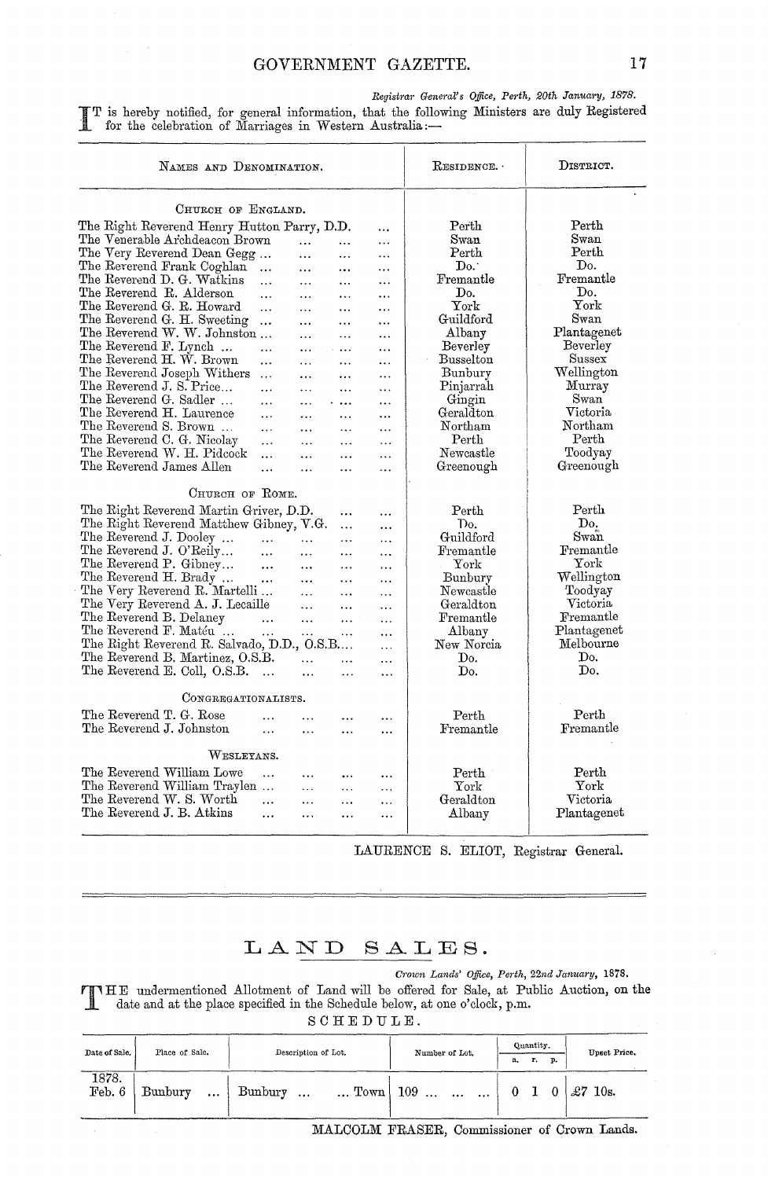*Registrar General's Office, Perth, 20th January, 1878.*

IT is hereby notified, for general information, that the following Ministers are duly Registered for the celebration of Marriages in Western Australia:—

| Names and Denomination. | Residence. | District. |
|---|---|---|
| **Church of England.** | | |
| The Right Reverend Henry Hutton Parry, D.D. | Perth | Perth |
| The Venerable Archdeacon Brown | Swan | Swan |
| The Very Reverend Dean Gegg | Perth | Perth |
| The Reverend Frank Coghlan | Do. | Do. |
| The Reverend D. G. Watkins | Fremantle | Fremantle |
| The Reverend R. Alderson | Do. | Do. |
| The Reverend G. R. Howard | York | York |
| The Reverend G. H. Sweeting | Guildford | Swan |
| The Reverend W. W. Johnston | Albany | Plantagenet |
| The Reverend F. Lynch | Beverley | Beverley |
| The Reverend H. W. Brown | Busselton | Sussex |
| The Reverend Joseph Withers | Bunbury | Wellington |
| The Reverend J. S. Price | Pinjarrah | Murray |
| The Reverend G. Sadler | Gingin | Swan |
| The Reverend H. Laurence | Geraldton | Victoria |
| The Reverend S. Brown | Northam | Northam |
| The Reverend C. G. Nicolay | Perth | Perth |
| The Reverend W. H. Pidcock | Newcastle | Toodyay |
| The Reverend James Allen | Greenough | Greenough |
| **Church of Rome.** | | |
| The Right Reverend Martin Griver, D.D. | Perth | Perth |
| The Right Reverend Matthew Gibney, V.G. | Do. | Do. |
| The Reverend J. Dooley | Guildford | Swan |
| The Reverend J. O'Reily | Fremantle | Fremantle |
| The Reverend P. Gibney | York | York |
| The Reverend H. Brady | Bunbury | Wellington |
| The Very Reverend R. Martelli | Newcastle | Toodyay |
| The Very Reverend A. J. Lecaille | Geraldton | Victoria |
| The Reverend B. Delaney | Fremantle | Fremantle |
| The Reverend F. Matéu | Albany | Plantagenet |
| The Right Reverend R. Salvado, D.D., O.S.B. | New Norcia | Melbourne |
| The Reverend B. Martinez, O.S.B. | Do. | Do. |
| The Reverend E. Coll, O.S.B. | Do. | Do. |
| **Congregationalists.** | | |
| The Reverend T. G. Rose | Perth | Perth |
| The Reverend J. Johnston | Fremantle | Fremantle |
| **Wesleyans.** | | |
| The Reverend William Lowe | Perth | Perth |
| The Reverend William Traylen | York | York |
| The Reverend W. S. Worth | Geraldton | Victoria |
| The Reverend J. B. Atkins | Albany | Plantagenet |

LAURENCE S. ELIOT, Registrar General.

# LAND SALES.

*Crown Lands' Office, Perth, 22nd January, 1878.*

THE undermentioned Allotment of Land will be offered for Sale, at Public Auction, on the date and at the place specified in the Schedule below, at one o'clock, p.m.

SCHEDULE.

| Date of Sale. | Place of Sale. | Description of Lot. | Number of Lot. | Quantity. a. | r. | p. | Upset Price. |
|---|---|---|---|---|---|---|---|
| 1878. Feb. 6 | Bunbury | Bunbury ... Town | 109 | 0 | 1 | 0 | £7 10s. |

MALCOLM FRASER, Commissioner of Crown Lands.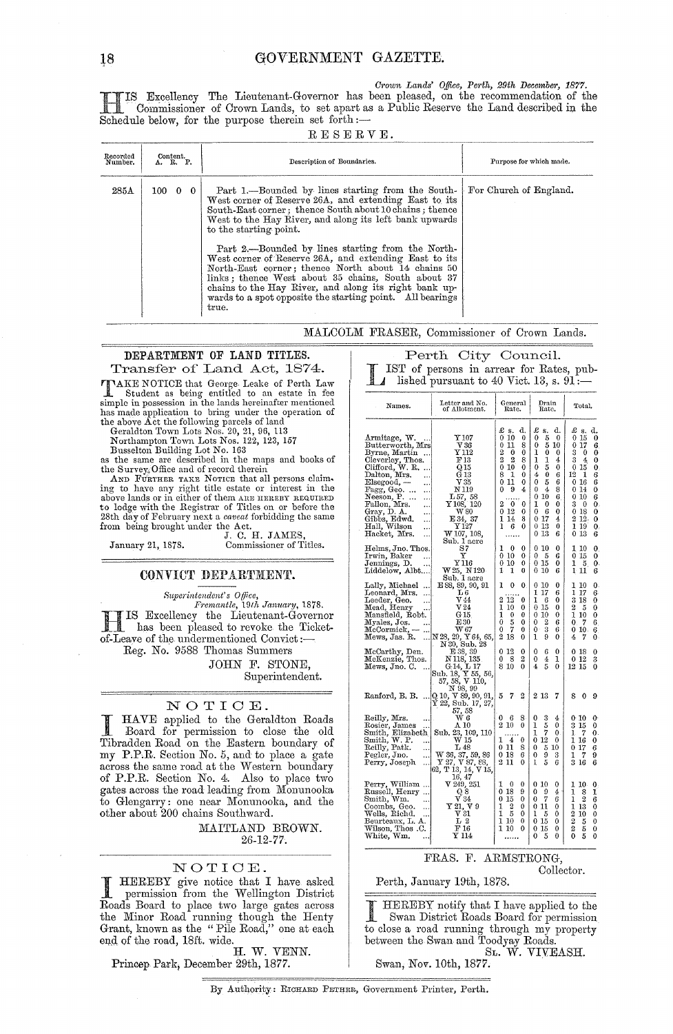*Crown Lands' Office, Perth, 29th December, 1877.*

HIS Excellency The Lieutenant-Governor has been pleased, on the recommendation of the Commissioner of Crown Lands, to set apart as a Public Reserve the Land described in the Schedule below, for the purpose therein set forth:—

RESERVE.

| Recorded Number. | Content. A. R. P. | Description of Boundaries. | Purpose for which made. |
|---|---|---|---|
| 285A | 100 0 0 | Part 1.—Bounded by lines starting from the South-West corner of Reserve 26A, and extending East to its South-East corner; thence South about 10 chains; thence West to the Hay River, and along its left bank upwards to the starting point. Part 2.—Bounded by lines starting from the North-West corner of Reserve 26A, and extending East to its North-East corner; thence North about 14 chains 50 links; thence West about 35 chains, South about 37 chains to the Hay River, and along its right bank upwards to a spot opposite the starting point. All bearings true. | For Church of England. |

MALCOLM FRASER, Commissioner of Crown Lands.

## DEPARTMENT OF LAND TITLES.

### Transfer of Land Act, 1874.

TAKE NOTICE that George Leake of Perth Law Student as being entitled to an estate in fee simple in possession in the lands hereinafter mentioned has made application to bring under the operation of the above Act the following parcels of land

Geraldton Town Lots Nos. 20, 21, 96, 113
Northampton Town Lots Nos. 122, 123, 157
Busselton Building Lot No. 163

as the same are described in the maps and books of the Survey Office and of record therein

AND FURTHER TAKE NOTICE that all persons claiming to have any right title estate or interest in the above lands or in either of them ARE HEREBY REQUIRED to lodge with the Registrar of Titles on or before the 28th day of February next a *caveat* forbidding the same from being brought under the Act.

J. C. H. JAMES,
Commissioner of Titles.

January 21, 1878.

## CONVICT DEPARTMENT.

*Superintendent's Office,*
*Fremantle, 19th January, 1878.*

HIS Excellency the Lieutenant-Governor has been pleased to revoke the Ticket-of-Leave of the undermentioned Convict:—

Reg. No. 9588 Thomas Summers

JOHN F. STONE,
Superintendent.

## NOTICE.

I HAVE applied to the Geraldton Roads Board for permission to close the old Tibradden Road on the Eastern boundary of my P.P.R. Section No. 5, and to place a gate across the same road at the Western boundary of P.P.R. Section No. 4. Also to place two gates across the road leading from Monunooka to Glengarry: one near Monunooka, and the other about 200 chains Southward.

MAITLAND BROWN.
26-12-77.

## NOTICE.

I HEREBY give notice that I have asked permission from the Wellington District Roads Board to place two large gates across the Minor Road running though the Henty Grant, known as the "Pile Road," one at each end of the road, 18ft. wide.

H. W. VENN.

Princep Park, December 29th, 1877.

## Perth City Council.

LIST of persons in arrear for Rates, published pursuant to 40 Vict. 13, s. 91:—

| Names. | Letter and No. of Allotment. | General Rate. | Drain Rate. | Total. |
|---|---|---|---|---|
| | | £ s. d. | £ s. d. | £ s. d. |
| Armitage, W. ... | Y 107 | 0 10 0 | 0 5 0 | 0 15 0 |
| Butterworth, Mrs | V 36 | 0 11 8 | 0 5 10 | 0 17 6 |
| Byrne, Martin ... | Y 112 | 2 0 0 | 1 0 0 | 3 0 0 |
| Cleverley, Thos. | F 13 | 2 2 8 | 1 1 4 | 3 4 0 |
| Clifford, W. R. ... | Q 15 | 0 10 0 | 0 5 0 | 0 15 0 |
| Dalton, Mrs. ... | G 13 | 8 1 0 | 4 0 6 | 12 1 6 |
| Elsegood, — ... | V 35 | 0 11 0 | 0 5 6 | 0 16 6 |
| Fagg, Geo. ... | N 119 | 0 9 4 | 0 4 8 | 0 14 0 |
| Neeson, P. ... | L 57, 58 | ...... | 0 10 6 | 0 10 6 |
| Fallon, Mrs. ... | Y 108, 120 | 2 0 0 | 1 0 0 | 3 0 0 |
| Gray, D. A. ... | W 80 | 0 12 0 | 0 6 0 | 0 18 0 |
| Gibbs, Edwd. ... | E 34, 37 | 1 14 8 | 0 17 4 | 2 12 0 |
| Hall, Wilson ... | Y 127 | 1 6 0 | 0 13 0 | 1 19 0 |
| Hacket, Mrs. ... | W 107, 108, Sub. 1 acre | ...... | 0 13 6 | 0 13 6 |
| Helms, Jno. Thos. | S 7 | 1 0 0 | 0 10 0 | 1 10 0 |
| Irwin, Baker ... | Y | 0 10 0 | 0 5 6 | 0 15 0 |
| Jennings, D. ... | Y 116 | 0 10 0 | 0 15 0 | 1 5 0 |
| Liddelow, Albt.... | W 25, N 120 Sub. 1 acre | 1 1 0 | 0 10 6 | 1 11 6 |
| Lally, Michael ... | E 88, 89, 90, 91 | 1 0 0 | 0 10 0 | 1 10 0 |
| Leonard, Mrs. ... | L 6 | ...... | 1 17 6 | 1 17 6 |
| Leeder, Geo. ... | V 44 | 2 12 0 | 1 6 0 | 3 18 0 |
| Mead, Henry ... | V 24 | 1 10 0 | 0 15 0 | 2 5 0 |
| Mansfield, Robt. | G 15 | 1 0 0 | 0 10 0 | 1 10 0 |
| Myales, Jos. ... | E 30 | 0 5 0 | 0 2 6 | 0 7 6 |
| McCormick, — ... | W 67 | 0 7 0 | 0 3 6 | 0 10 6 |
| Mews, Jas. R. ... | N 28, 29, Y 64, 65, N 30, Sub. 28 | 2 18 0 | 1 9 0 | 4 7 0 |
| McCarthy, Den. | E 38, 39 | 0 12 0 | 0 6 0 | 0 18 0 |
| McKenzie, Thos. | N 118, 135 | 0 8 2 | 0 4 1 | 0 12 3 |
| Mews, Jno. C. ... | G 14, L 17 Sub. 18, Y 55, 56, 57, 58, V 110, N 98, 99 | 8 10 0 | 4 5 0 | 12 15 0 |
| Ranford, B. B. ... | Q 10, V 89, 90, 91, Y 22, Sub. 17, 27, 57, 58 | 5 7 2 | 2 13 7 | 8 0 9 |
| Reilly, Mrs. ... | W 6 | 0 6 8 | 0 3 4 | 0 10 0 |
| Rosier, James ... | A 10 | 2 10 0 | 1 5 0 | 3 15 0 |
| Smith, Elizabeth | Sub. 23, 109, 110 | ...... | 1 7 0 | 1 7 0 |
| Smith, W. P. ... | W 15 | 1 4 0 | 0 12 0 | 1 16 0 |
| Reilly, Patk. ... | L 48 | 0 11 8 | 0 5 10 | 0 17 6 |
| Fegler, Jno. ... | W 36, 37, 59, 86 | 0 18 6 | 0 9 3 | 1 7 9 |
| Perry, Joseph ... | Y 27, V 87, 88, 62, T 13, 14, V 15, 16, 47 | 2 11 0 | 1 5 6 | 3 16 6 |
| Perry, William ... | V 249, 251 | 1 0 0 | 0 10 0 | 1 10 0 |
| Russell, Henry ... | Q 8 | 0 18 9 | 0 9 4 | 1 8 1 |
| Smith, Wm. ... | V 34 | 0 15 0 | 0 7 6 | 1 2 6 |
| Coombs, Geo. ... | Y 21, V 9 | 1 2 0 | 0 11 0 | 1 13 0 |
| Wells, Richd. ... | V 31 | 1 5 0 | 1 5 0 | 2 10 0 |
| Beurteaux, L. A. | L 2 | 1 10 0 | 0 15 0 | 2 5 0 |
| Wilson, Thos .C. | F 16 | 1 10 0 | 0 15 0 | 2 5 0 |
| White, Wm. ... | Y 114 | ...... | 0 5 0 | 0 5 0 |

FRAS. F. ARMSTRONG,
Collector.

Perth, January 19th, 1878.

I HEREBY notify that I have applied to the Swan District Roads Board for permission to close a road running through my property between the Swan and Toodyay Roads.

SL. W. VIVEASH.

Swan, Nov. 10th, 1877.

By Authority: RICHARD PETHER, Government Printer, Perth.